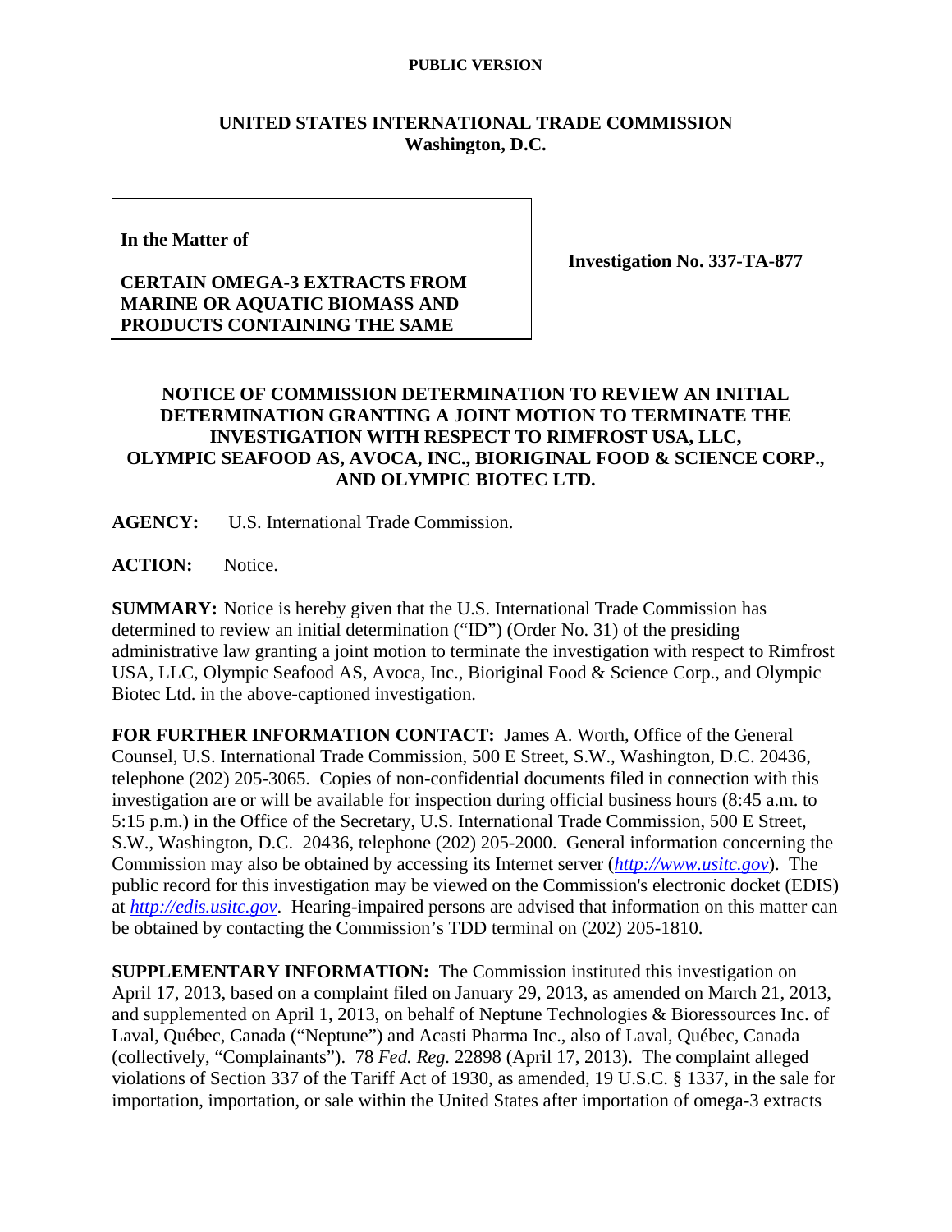**PUBLIC VERSION**

**UNITED STATES INTERNATIONAL TRADE COMMISSION**
**Washington, D.C.**

| **In the Matter of**<br><br>**CERTAIN OMEGA-3 EXTRACTS FROM MARINE OR AQUATIC BIOMASS AND PRODUCTS CONTAINING THE SAME** | **Investigation No. 337-TA-877** |
|---|---|

**NOTICE OF COMMISSION DETERMINATION TO REVIEW AN INITIAL DETERMINATION GRANTING A JOINT MOTION TO TERMINATE THE INVESTIGATION WITH RESPECT TO RIMFROST USA, LLC, OLYMPIC SEAFOOD AS, AVOCA, INC., BIORIGINAL FOOD & SCIENCE CORP., AND OLYMPIC BIOTEC LTD.**

**AGENCY:** U.S. International Trade Commission.

**ACTION:** Notice.

**SUMMARY:** Notice is hereby given that the U.S. International Trade Commission has determined to review an initial determination ("ID") (Order No. 31) of the presiding administrative law granting a joint motion to terminate the investigation with respect to Rimfrost USA, LLC, Olympic Seafood AS, Avoca, Inc., Bioriginal Food & Science Corp., and Olympic Biotec Ltd. in the above-captioned investigation.

**FOR FURTHER INFORMATION CONTACT:** James A. Worth, Office of the General Counsel, U.S. International Trade Commission, 500 E Street, S.W., Washington, D.C. 20436, telephone (202) 205-3065. Copies of non-confidential documents filed in connection with this investigation are or will be available for inspection during official business hours (8:45 a.m. to 5:15 p.m.) in the Office of the Secretary, U.S. International Trade Commission, 500 E Street, S.W., Washington, D.C. 20436, telephone (202) 205-2000. General information concerning the Commission may also be obtained by accessing its Internet server (*http://www.usitc.gov*). The public record for this investigation may be viewed on the Commission's electronic docket (EDIS) at *http://edis.usitc.gov*. Hearing-impaired persons are advised that information on this matter can be obtained by contacting the Commission's TDD terminal on (202) 205-1810.

**SUPPLEMENTARY INFORMATION:** The Commission instituted this investigation on April 17, 2013, based on a complaint filed on January 29, 2013, as amended on March 21, 2013, and supplemented on April 1, 2013, on behalf of Neptune Technologies & Bioressources Inc. of Laval, Québec, Canada ("Neptune") and Acasti Pharma Inc., also of Laval, Québec, Canada (collectively, "Complainants"). 78 *Fed. Reg.* 22898 (April 17, 2013). The complaint alleged violations of Section 337 of the Tariff Act of 1930, as amended, 19 U.S.C. § 1337, in the sale for importation, importation, or sale within the United States after importation of omega-3 extracts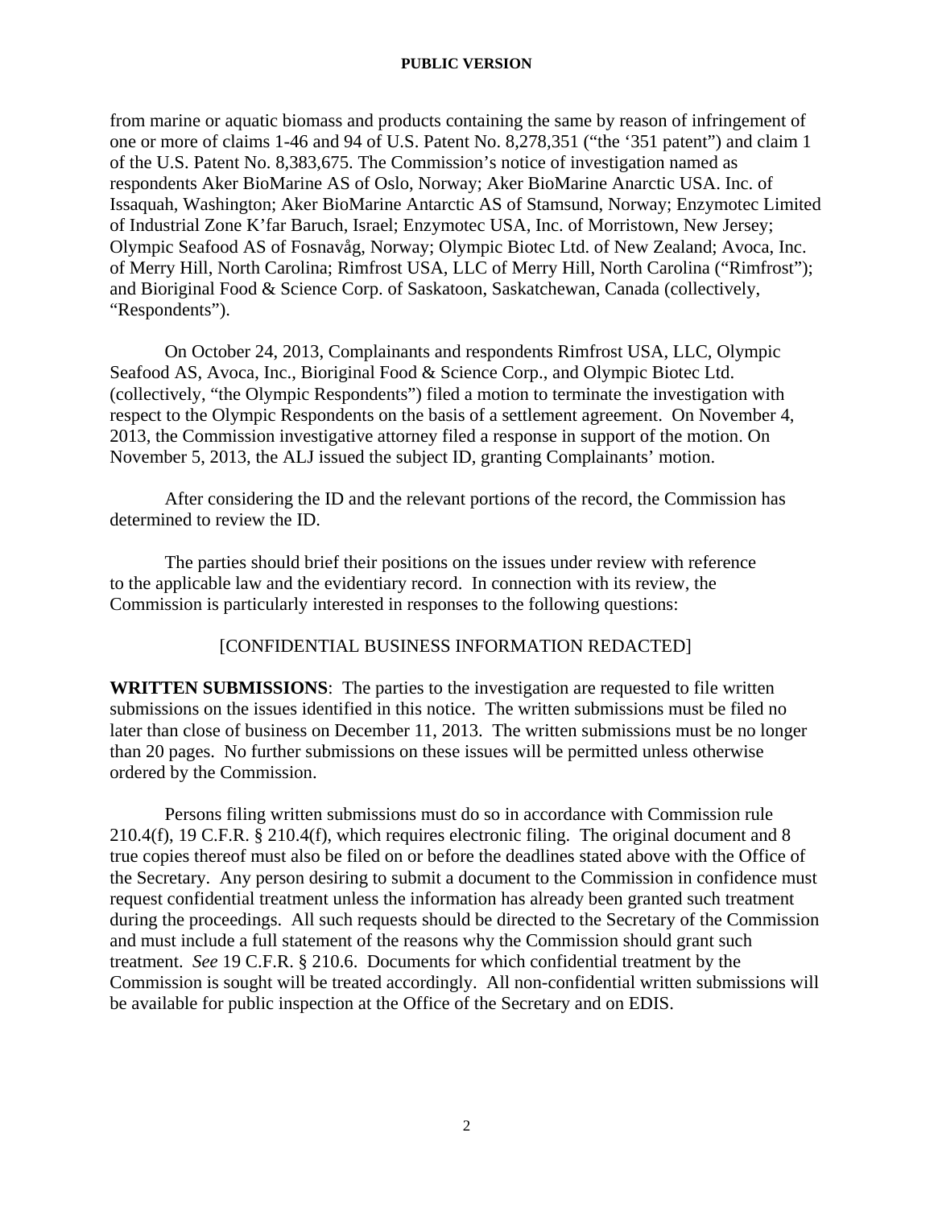from marine or aquatic biomass and products containing the same by reason of infringement of one or more of claims 1-46 and 94 of U.S. Patent No. 8,278,351 ("the '351 patent") and claim 1 of the U.S. Patent No. 8,383,675. The Commission's notice of investigation named as respondents Aker BioMarine AS of Oslo, Norway; Aker BioMarine Anarctic USA. Inc. of Issaquah, Washington; Aker BioMarine Antarctic AS of Stamsund, Norway; Enzymotec Limited of Industrial Zone K'far Baruch, Israel; Enzymotec USA, Inc. of Morristown, New Jersey; Olympic Seafood AS of Fosnavåg, Norway; Olympic Biotec Ltd. of New Zealand; Avoca, Inc. of Merry Hill, North Carolina; Rimfrost USA, LLC of Merry Hill, North Carolina ("Rimfrost"); and Bioriginal Food & Science Corp. of Saskatoon, Saskatchewan, Canada (collectively, "Respondents").

On October 24, 2013, Complainants and respondents Rimfrost USA, LLC, Olympic Seafood AS, Avoca, Inc., Bioriginal Food & Science Corp., and Olympic Biotec Ltd. (collectively, "the Olympic Respondents") filed a motion to terminate the investigation with respect to the Olympic Respondents on the basis of a settlement agreement. On November 4, 2013, the Commission investigative attorney filed a response in support of the motion. On November 5, 2013, the ALJ issued the subject ID, granting Complainants' motion.

After considering the ID and the relevant portions of the record, the Commission has determined to review the ID.

The parties should brief their positions on the issues under review with reference to the applicable law and the evidentiary record. In connection with its review, the Commission is particularly interested in responses to the following questions:

[CONFIDENTIAL BUSINESS INFORMATION REDACTED]

**WRITTEN SUBMISSIONS**: The parties to the investigation are requested to file written submissions on the issues identified in this notice. The written submissions must be filed no later than close of business on December 11, 2013. The written submissions must be no longer than 20 pages. No further submissions on these issues will be permitted unless otherwise ordered by the Commission.

Persons filing written submissions must do so in accordance with Commission rule 210.4(f), 19 C.F.R. § 210.4(f), which requires electronic filing. The original document and 8 true copies thereof must also be filed on or before the deadlines stated above with the Office of the Secretary. Any person desiring to submit a document to the Commission in confidence must request confidential treatment unless the information has already been granted such treatment during the proceedings. All such requests should be directed to the Secretary of the Commission and must include a full statement of the reasons why the Commission should grant such treatment. *See* 19 C.F.R. § 210.6. Documents for which confidential treatment by the Commission is sought will be treated accordingly. All non-confidential written submissions will be available for public inspection at the Office of the Secretary and on EDIS.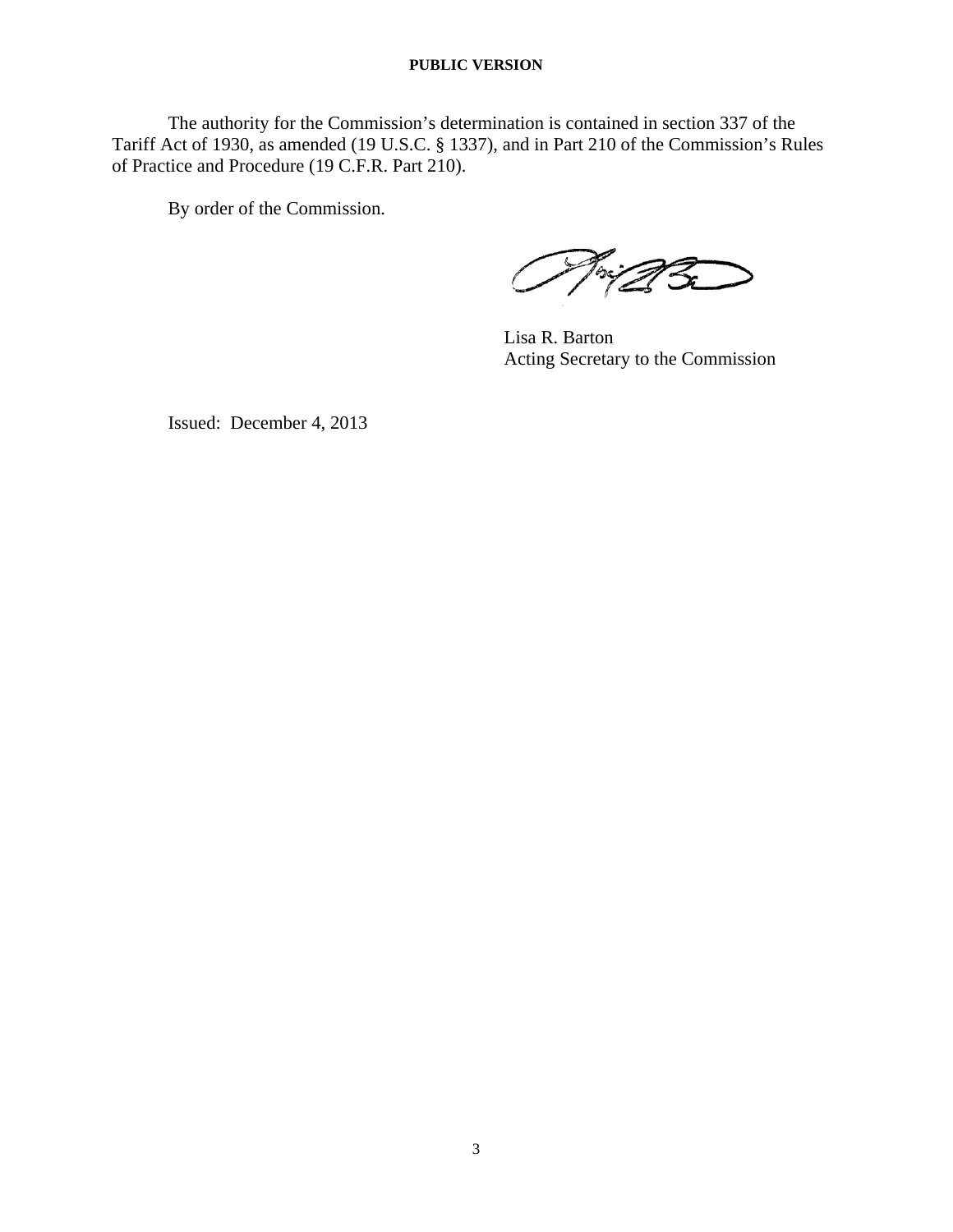The authority for the Commission's determination is contained in section 337 of the Tariff Act of 1930, as amended (19 U.S.C. § 1337), and in Part 210 of the Commission's Rules of Practice and Procedure (19 C.F.R. Part 210).

By order of the Commission.

Lisa R. Barton
Acting Secretary to the Commission

Issued: December 4, 2013